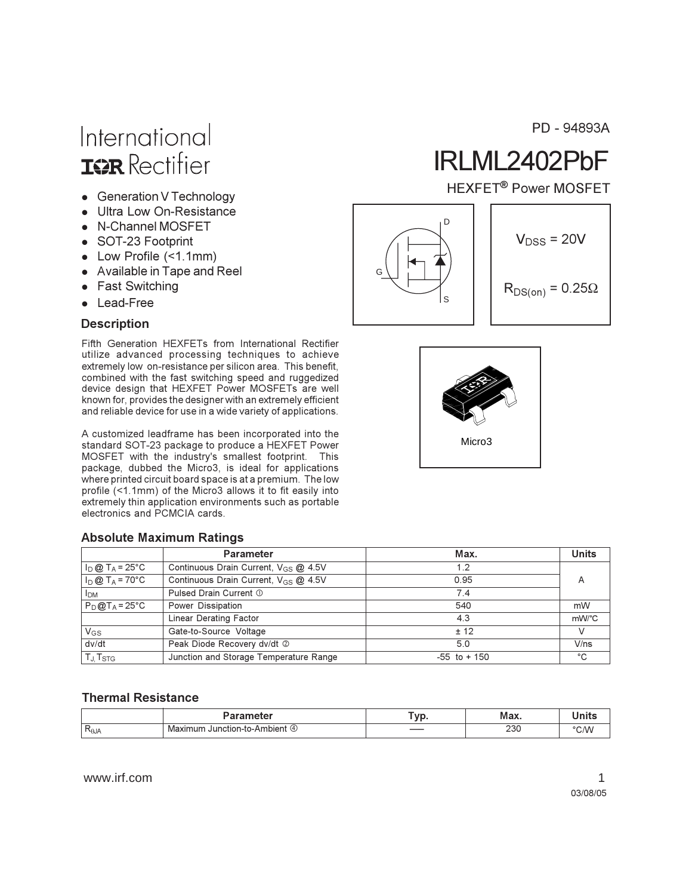PD - 94893A

International
IOR Rectifier

# IRLML2402PbF

HEXFET® Power MOSFET

- Generation V Technology
- Ultra Low On-Resistance
- N-Channel MOSFET
- SOT-23 Footprint
- Low Profile (<1.1mm)
- Available in Tape and Reel
- Fast Switching
- Lead-Free

$V_{DSS}$ = 20V

$R_{DS(on)}$ = 0.25Ω

Micro3

## Description

Fifth Generation HEXFETs from International Rectifier utilize advanced processing techniques to achieve extremely low on-resistance per silicon area. This benefit, combined with the fast switching speed and ruggedized device design that HEXFET Power MOSFETs are well known for, provides the designer with an extremely efficient and reliable device for use in a wide variety of applications.

A customized leadframe has been incorporated into the standard SOT-23 package to produce a HEXFET Power MOSFET with the industry's smallest footprint. This package, dubbed the Micro3, is ideal for applications where printed circuit board space is at a premium. The low profile (<1.1mm) of the Micro3 allows it to fit easily into extremely thin application environments such as portable electronics and PCMCIA cards.

## Absolute Maximum Ratings

| | Parameter | Max. | Units |
|---|---|---|---|
| $I_D$ @ $T_A$ = 25°C | Continuous Drain Current, $V_{GS}$ @ 4.5V | 1.2 | A |
| $I_D$ @ $T_A$ = 70°C | Continuous Drain Current, $V_{GS}$ @ 4.5V | 0.95 | A |
| $I_{DM}$ | Pulsed Drain Current ① | 7.4 | A |
| $P_D$ @$T_A$ = 25°C | Power Dissipation | 540 | mW |
| | Linear Derating Factor | 4.3 | mW/°C |
| $V_{GS}$ | Gate-to-Source Voltage | ± 12 | V |
| dv/dt | Peak Diode Recovery dv/dt ② | 5.0 | V/ns |
| $T_J$, $T_{STG}$ | Junction and Storage Temperature Range | -55 to + 150 | °C |

## Thermal Resistance

| | Parameter | Typ. | Max. | Units |
|---|---|---|---|---|
| $R_{\theta JA}$ | Maximum Junction-to-Ambient ④ | —— | 230 | °C/W |

www.irf.com

03/08/05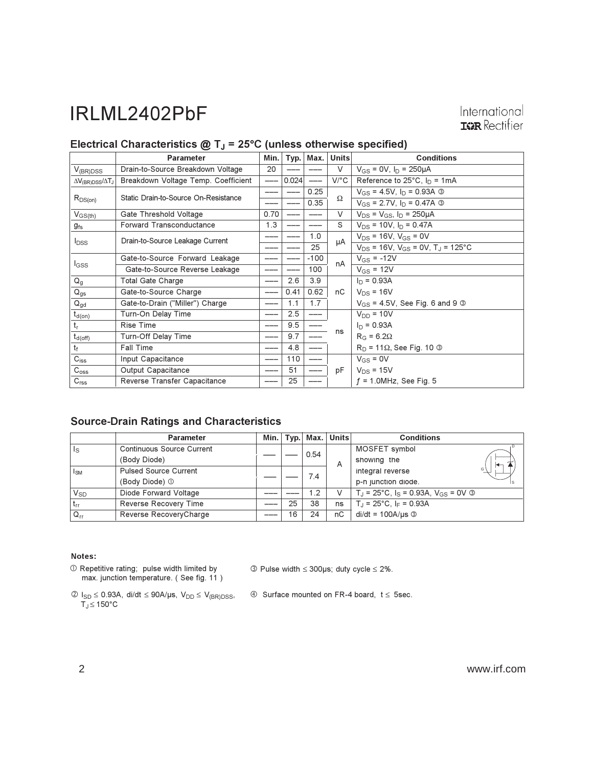## Electrical Characteristics @ $T_J$ = 25°C (unless otherwise specified)

| | Parameter | Min. | Typ. | Max. | Units | Conditions |
|---|---|---|---|---|---|---|
| $V_{(BR)DSS}$ | Drain-to-Source Breakdown Voltage | 20 | ––– | ––– | V | $V_{GS}$ = 0V, $I_D$ = 250µA |
| $\Delta V_{(BR)DSS}/\Delta T_J$ | Breakdown Voltage Temp. Coefficient | ––– | 0.024 | ––– | V/°C | Reference to 25°C, $I_D$ = 1mA |
| $R_{DS(on)}$ | Static Drain-to-Source On-Resistance | ––– | ––– | 0.25 | Ω | $V_{GS}$ = 4.5V, $I_D$ = 0.93A ③ |
| | | ––– | ––– | 0.35 | | $V_{GS}$ = 2.7V, $I_D$ = 0.47A ③ |
| $V_{GS(th)}$ | Gate Threshold Voltage | 0.70 | ––– | ––– | V | $V_{DS}$ = $V_{GS}$, $I_D$ = 250µA |
| $g_{fs}$ | Forward Transconductance | 1.3 | ––– | ––– | S | $V_{DS}$ = 10V, $I_D$ = 0.47A |
| $I_{DSS}$ | Drain-to-Source Leakage Current | ––– | ––– | 1.0 | µA | $V_{DS}$ = 16V, $V_{GS}$ = 0V |
| | | ––– | ––– | 25 | | $V_{DS}$ = 16V, $V_{GS}$ = 0V, $T_J$ = 125°C |
| $I_{GSS}$ | Gate-to-Source Forward Leakage | ––– | ––– | -100 | nA | $V_{GS}$ = -12V |
| | Gate-to-Source Reverse Leakage | ––– | ––– | 100 | | $V_{GS}$ = 12V |
| $Q_g$ | Total Gate Charge | ––– | 2.6 | 3.9 | nC | $I_D$ = 0.93A |
| $Q_{gs}$ | Gate-to-Source Charge | ––– | 0.41 | 0.62 | | $V_{DS}$ = 16V |
| $Q_{gd}$ | Gate-to-Drain ("Miller") Charge | ––– | 1.1 | 1.7 | | $V_{GS}$ = 4.5V, See Fig. 6 and 9 ③ |
| $t_{d(on)}$ | Turn-On Delay Time | ––– | 2.5 | ––– | ns | $V_{DD}$ = 10V |
| $t_r$ | Rise Time | ––– | 9.5 | ––– | | $I_D$ = 0.93A |
| $t_{d(off)}$ | Turn-Off Delay Time | ––– | 9.7 | ––– | | $R_G$ = 6.2Ω |
| $t_f$ | Fall Time | ––– | 4.8 | ––– | | $R_D$ = 11Ω, See Fig. 10 ③ |
| $C_{iss}$ | Input Capacitance | ––– | 110 | ––– | pF | $V_{GS}$ = 0V |
| $C_{oss}$ | Output Capacitance | ––– | 51 | ––– | | $V_{DS}$ = 15V |
| $C_{rss}$ | Reverse Transfer Capacitance | ––– | 25 | ––– | | $f$ = 1.0MHz, See Fig. 5 |

## Source-Drain Ratings and Characteristics

| | Parameter | Min. | Typ. | Max. | Units | Conditions |
|---|---|---|---|---|---|---|
| $I_S$ | Continuous Source Current (Body Diode) | ––– | ––– | 0.54 | A | MOSFET symbol showing the integral reverse p-n junction diode. |
| $I_{SM}$ | Pulsed Source Current (Body Diode) ① | ––– | ––– | 7.4 | | |
| $V_{SD}$ | Diode Forward Voltage | ––– | ––– | 1.2 | V | $T_J$ = 25°C, $I_S$ = 0.93A, $V_{GS}$ = 0V ③ |
| $t_{rr}$ | Reverse Recovery Time | ––– | 25 | 38 | ns | $T_J$ = 25°C, $I_F$ = 0.93A |
| $Q_{rr}$ | Reverse RecoveryCharge | ––– | 16 | 24 | nC | di/dt = 100A/µs ③ |

**Notes:**

① Repetitive rating; pulse width limited by max. junction temperature. ( See fig. 11 )

② $I_{SD}$ ≤ 0.93A, di/dt ≤ 90A/µs, $V_{DD}$ ≤ $V_{(BR)DSS}$, $T_J$ ≤ 150°C

③ Pulse width ≤ 300µs; duty cycle ≤ 2%.

④ Surface mounted on FR-4 board, t ≤ 5sec.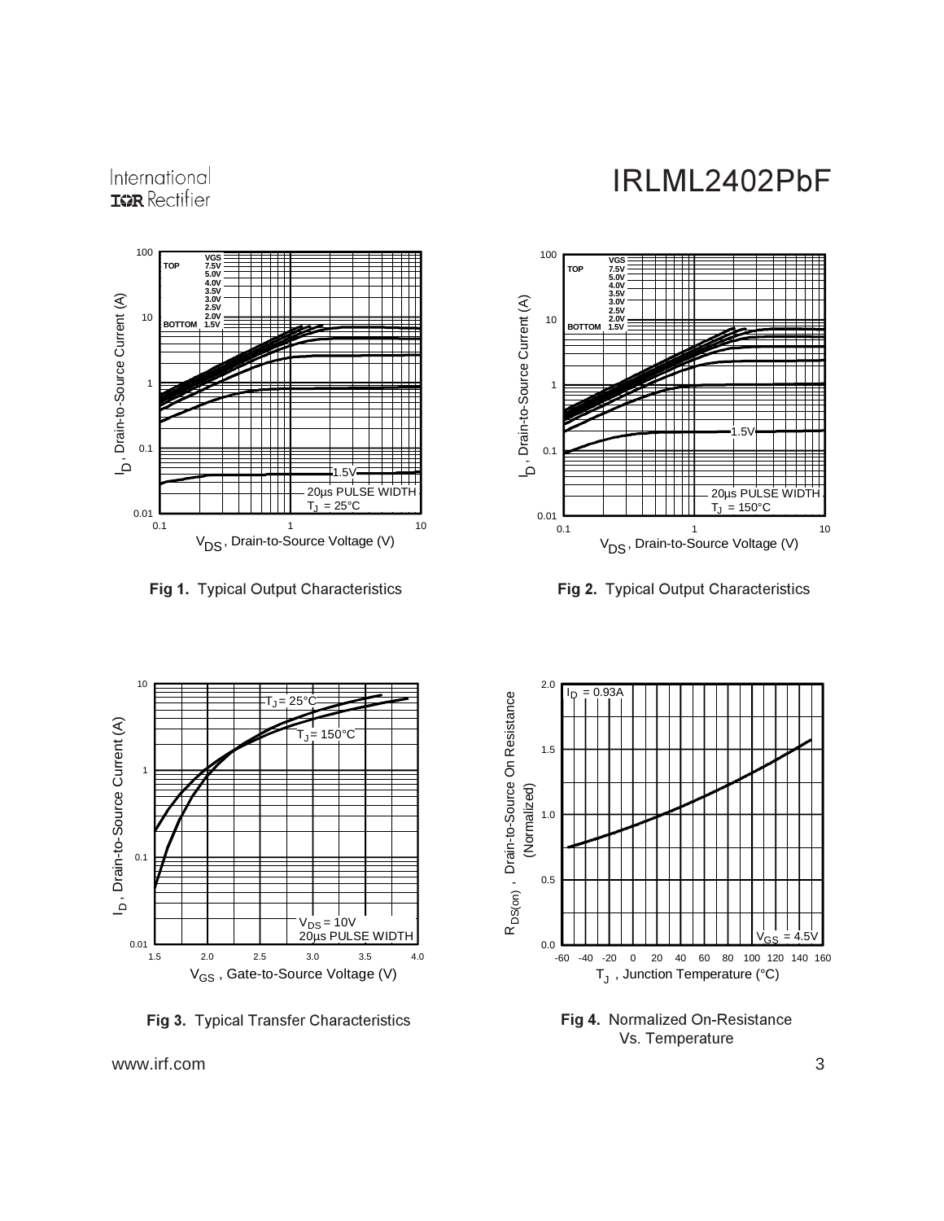Fig 1. Typical Output Characteristics

Fig 2. Typical Output Characteristics

Fig 3. Typical Transfer Characteristics

Fig 4. Normalized On-Resistance Vs. Temperature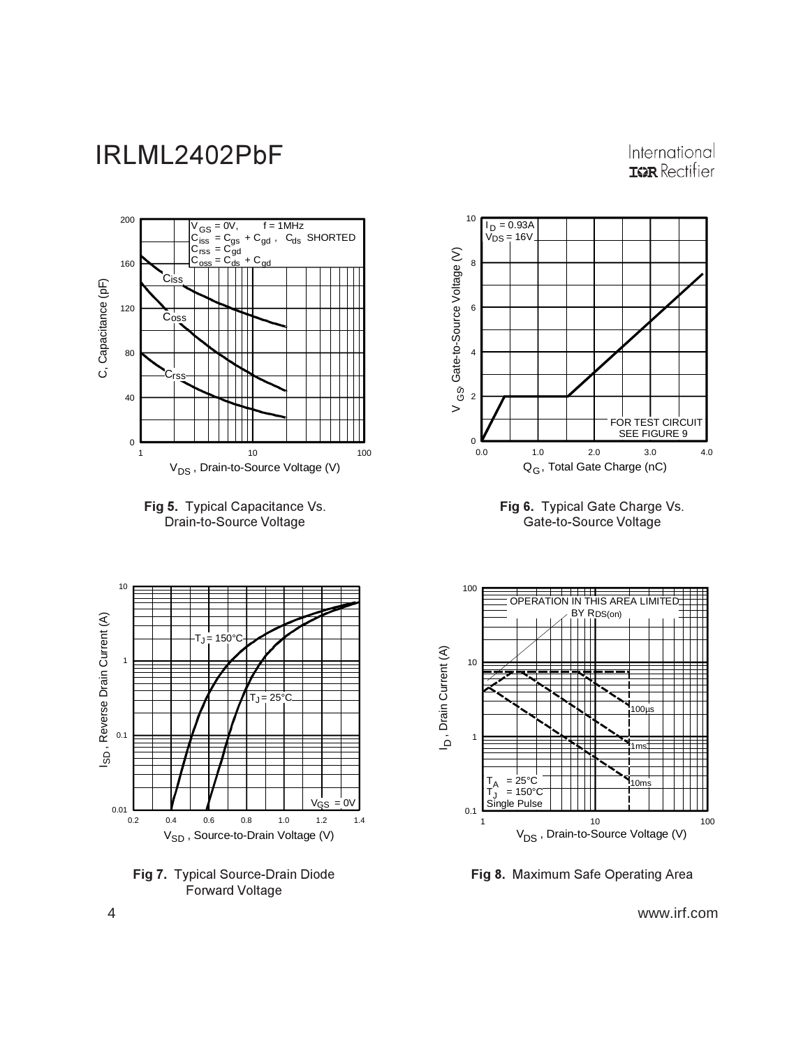**Fig 5.** Typical Capacitance Vs. Drain-to-Source Voltage

**Fig 6.** Typical Gate Charge Vs. Gate-to-Source Voltage

**Fig 7.** Typical Source-Drain Diode Forward Voltage

**Fig 8.** Maximum Safe Operating Area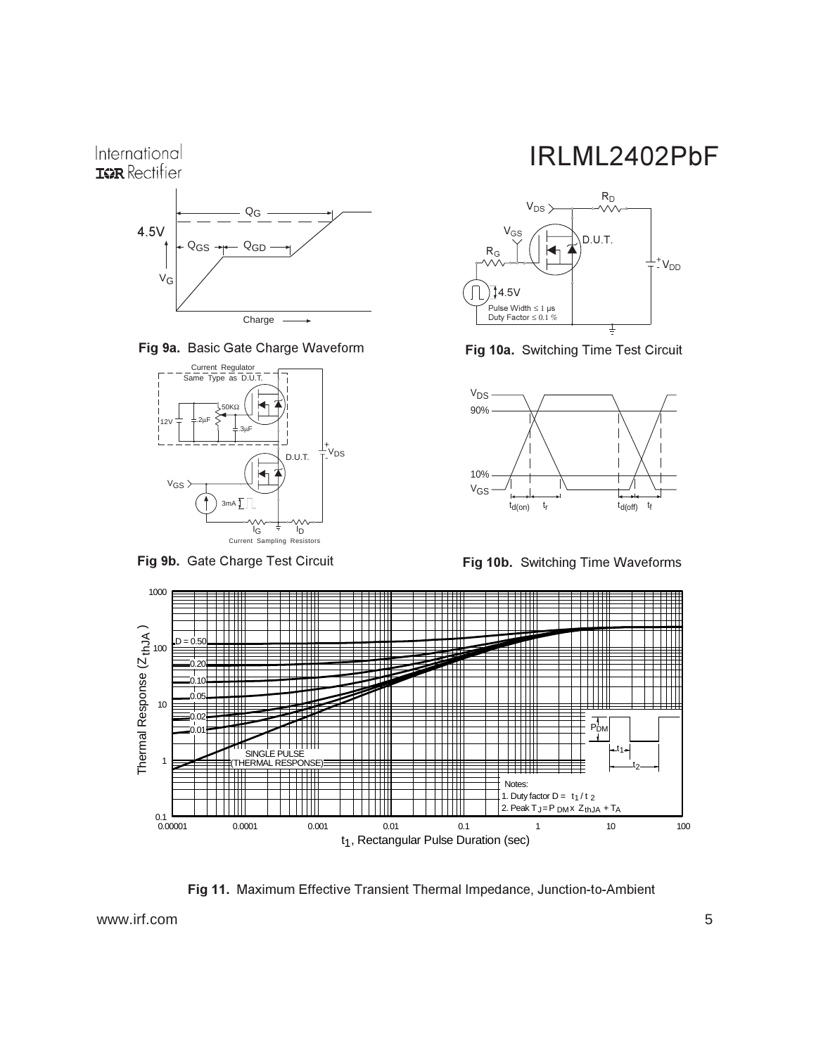**Fig 9a.** Basic Gate Charge Waveform

**Fig 10a.** Switching Time Test Circuit

**Fig 9b.** Gate Charge Test Circuit

**Fig 10b.** Switching Time Waveforms

Notes:
1. Duty factor $D = t_1 / t_2$
2. Peak $T_J = P_{DM} \times Z_{thJA} + T_A$

**Fig 11.** Maximum Effective Transient Thermal Impedance, Junction-to-Ambient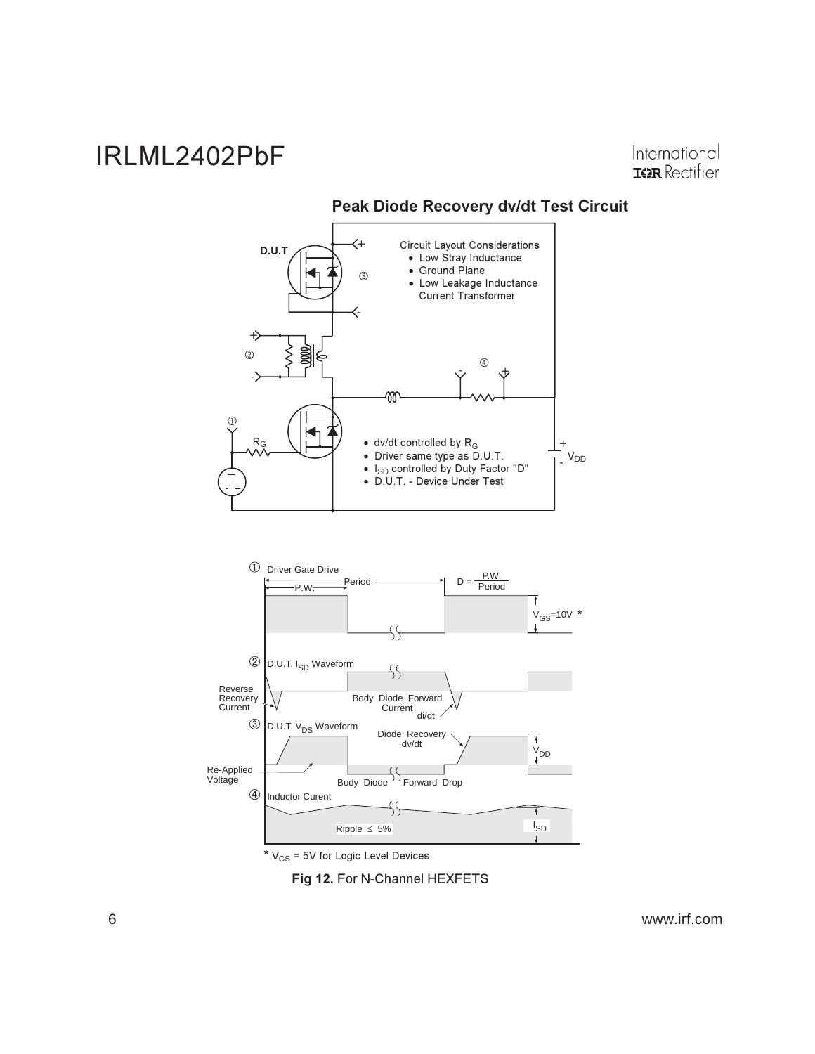## Peak Diode Recovery dv/dt Test Circuit

D.U.T

Circuit Layout Considerations
- Low Stray Inductance
- Ground Plane
- Low Leakage Inductance Current Transformer

③

②

④

①

$R_G$

- dv/dt controlled by $R_G$
- Driver same type as D.U.T.
- $I_{SD}$ controlled by Duty Factor "D"
- D.U.T. - Device Under Test

$V_{DD}$

① Driver Gate Drive

Period

P.W.

$D = \frac{P.W.}{Period}$

$V_{GS}$=10V *

② D.U.T. $I_{SD}$ Waveform

Reverse Recovery Current

Body Diode Forward Current

di/dt

③ D.U.T. $V_{DS}$ Waveform

Diode Recovery dv/dt

$V_{DD}$

Re-Applied Voltage

Body Diode Forward Drop

④ Inductor Curent

Ripple ≤ 5%

$I_{SD}$

* $V_{GS}$ = 5V for Logic Level Devices

**Fig 12.** For N-Channel HEXFETS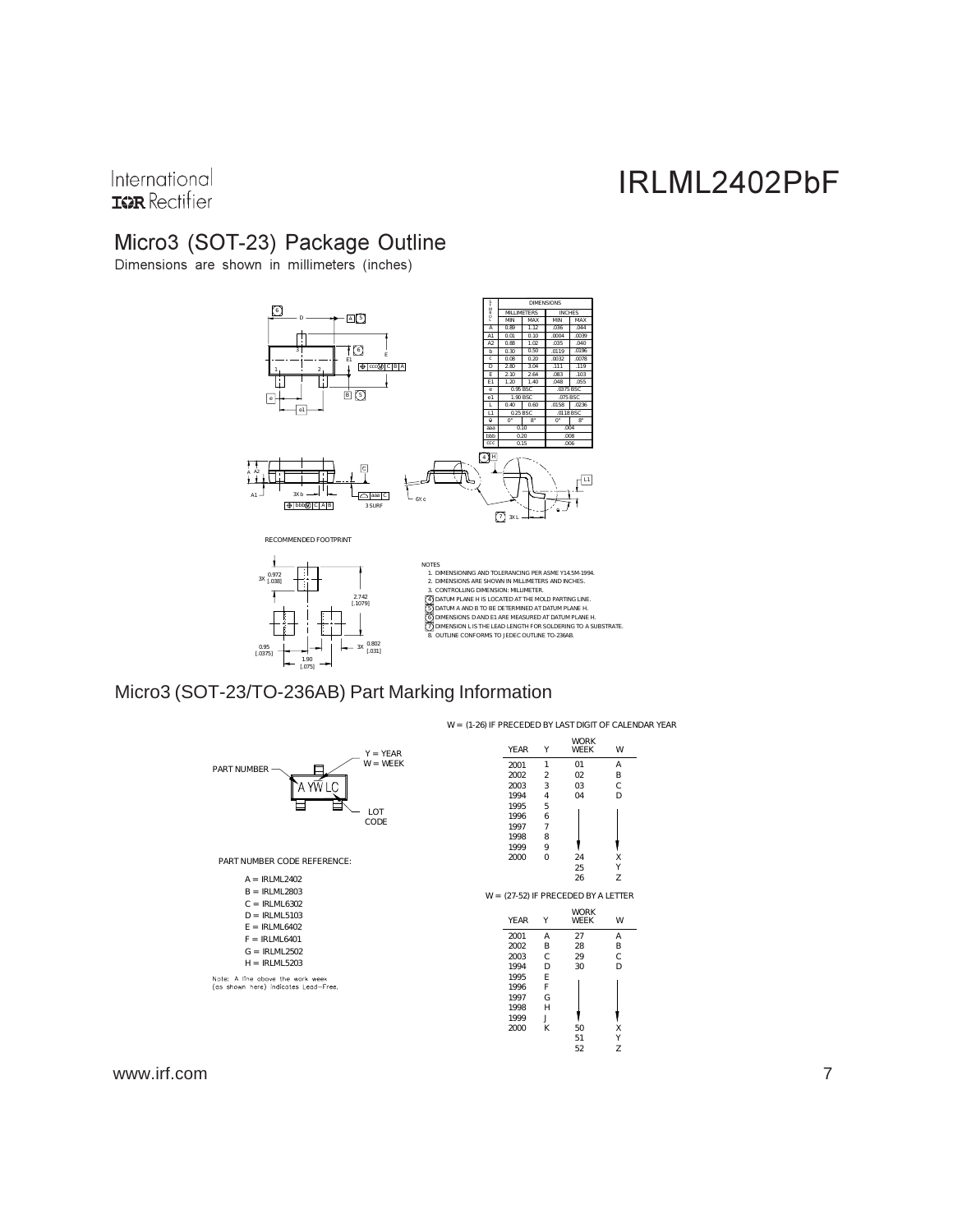## Micro3 (SOT-23) Package Outline

Dimensions are shown in millimeters (inches)

| SYMBOL | MILLIMETERS MIN | MILLIMETERS MAX | INCHES MIN | INCHES MAX |
|---|---|---|---|---|
| A | 0.89 | 1.12 | .036 | .044 |
| A1 | 0.01 | 0.10 | .0004 | .0039 |
| A2 | 0.88 | 1.02 | .035 | .040 |
| b | 0.30 | 0.50 | .0119 | .0196 |
| c | 0.08 | 0.20 | .0032 | .0078 |
| D | 2.80 | 3.04 | .111 | .119 |
| E | 2.10 | 2.64 | .083 | .103 |
| E1 | 1.20 | 1.40 | .048 | .055 |
| e | 0.95 BSC | | .0375 BSC | |
| e1 | 1.90 BSC | | .075 BSC | |
| L | 0.40 | 0.60 | .0158 | .0236 |
| L1 | 0.25 BSC | | .0118 BSC | |
| θ | 0° | 8° | 0° | 8° |
| aaa | 0.10 | | .004 | |
| bbb | 0.20 | | .008 | |
| ccc | 0.15 | | .006 | |

RECOMMENDED FOOTPRINT

NOTES

1. DIMENSIONING AND TOLERANCING PER ASME Y14.5M-1994.
2. DIMENSIONS ARE SHOWN IN MILLIMETERS AND INCHES.
3. CONTROLLING DIMENSION: MILLIMETER.
4. DATUM PLANE H IS LOCATED AT THE MOLD PARTING LINE.
5. DATUM A AND B TO BE DETERMINED AT DATUM PLANE H.
6. DIMENSIONS D AND E1 ARE MEASURED AT DATUM PLANE H.
7. DIMENSION L IS THE LEAD LENGTH FOR SOLDERING TO A SUBSTRATE.
8. OUTLINE CONFORMS TO JEDEC OUTLINE TO-236AB.

## Micro3 (SOT-23/TO-236AB) Part Marking Information

PART NUMBER — A YWLC — Y = YEAR, W = WEEK, LOT CODE

PART NUMBER CODE REFERENCE:

- A = IRLML2402
- B = IRLML2803
- C = IRLML6302
- D = IRLML5103
- E = IRLML6402
- F = IRLML6401
- G = IRLML2502
- H = IRLML5203

Note: A line above the work week (as shown here) indicates Lead-Free.

W = (1-26) IF PRECEDED BY LAST DIGIT OF CALENDAR YEAR

| YEAR | Y | WORK WEEK | W |
|---|---|---|---|
| 2001 | 1 | 01 | A |
| 2002 | 2 | 02 | B |
| 2003 | 3 | 03 | C |
| 1994 | 4 | 04 | D |
| 1995 | 5 | | |
| 1996 | 6 | | |
| 1997 | 7 | | |
| 1998 | 8 | | |
| 1999 | 9 | | |
| 2000 | 0 | 24 | X |
| | | 25 | Y |
| | | 26 | Z |

W = (27-52) IF PRECEDED BY A LETTER

| YEAR | Y | WORK WEEK | W |
|---|---|---|---|
| 2001 | A | 27 | A |
| 2002 | B | 28 | B |
| 2003 | C | 29 | C |
| 1994 | D | 30 | D |
| 1995 | E | | |
| 1996 | F | | |
| 1997 | G | | |
| 1998 | H | | |
| 1999 | J | | |
| 2000 | K | 50 | X |
| | | 51 | Y |
| | | 52 | Z |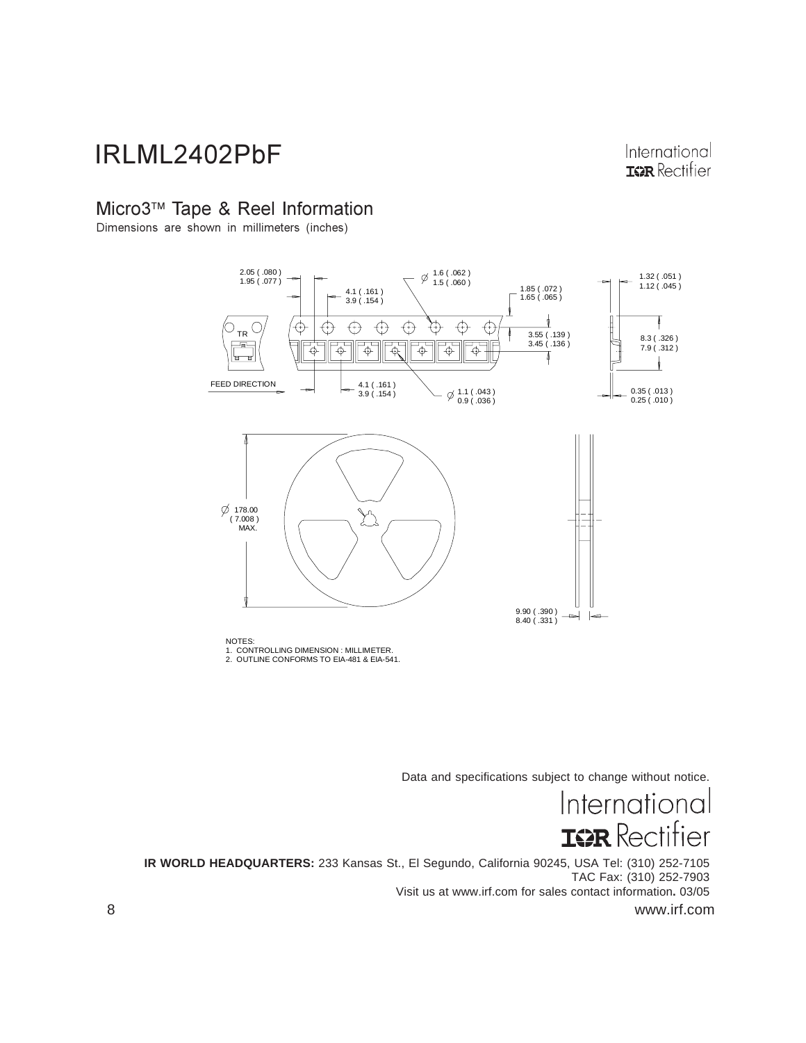## Micro3™ Tape & Reel Information

Dimensions are shown in millimeters (inches)

2.05 ( .080 )
1.95 ( .077 )

4.1 ( .161 )
3.9 ( .154 )

1.6 ( .062 )
1.5 ( .060 )

1.85 ( .072 )
1.65 ( .065 )

1.32 ( .051 )
1.12 ( .045 )

TR

3.55 ( .139 )
3.45 ( .136 )

8.3 ( .326 )
7.9 ( .312 )

FEED DIRECTION

4.1 ( .161 )
3.9 ( .154 )

1.1 ( .043 )
0.9 ( .036 )

0.35 ( .013 )
0.25 ( .010 )

178.00
( 7.008 )
MAX.

9.90 ( .390 )
8.40 ( .331 )

NOTES:
1. CONTROLLING DIMENSION : MILLIMETER.
2. OUTLINE CONFORMS TO EIA-481 & EIA-541.

Data and specifications subject to change without notice.

International
IOR Rectifier

**IR WORLD HEADQUARTERS:** 233 Kansas St., El Segundo, California 90245, USA Tel: (310) 252-7105
TAC Fax: (310) 252-7903
Visit us at www.irf.com for sales contact information. 03/05